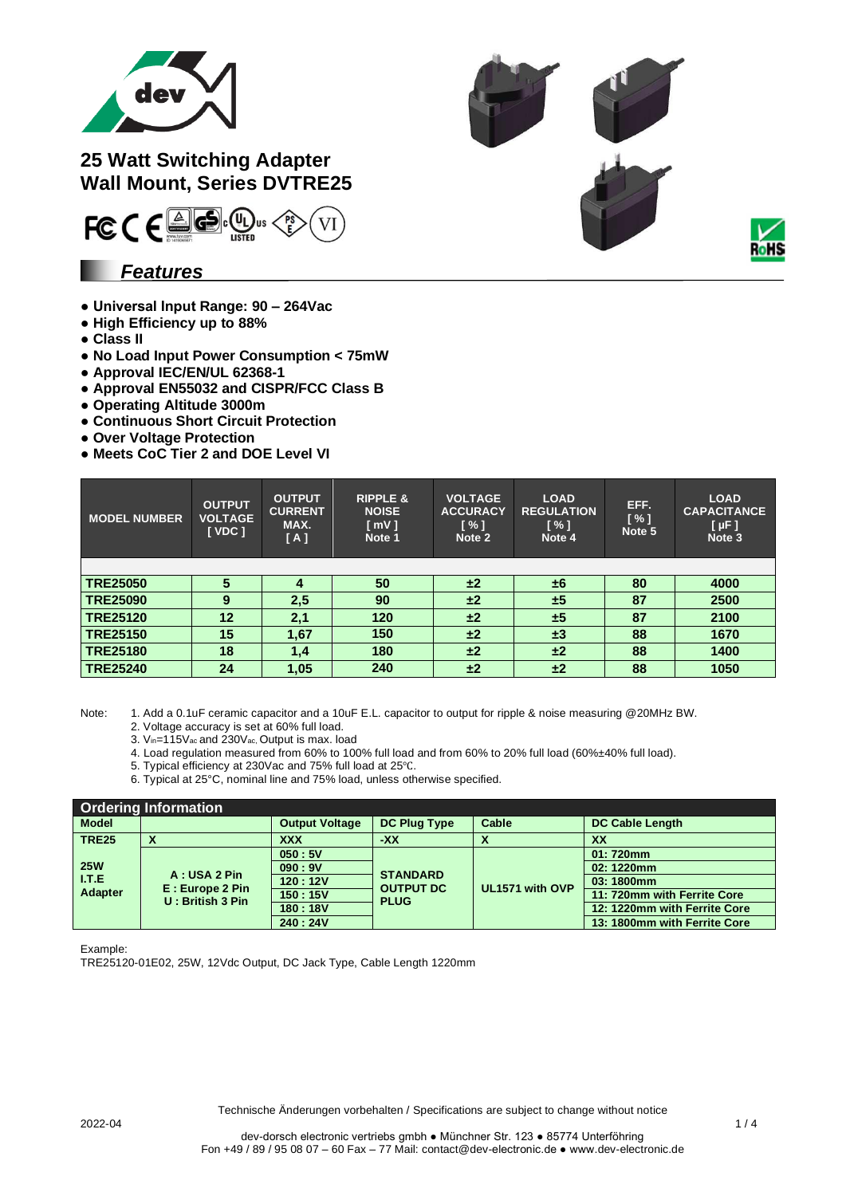# 25 Watt Switching Adapter Wall Mount, Series DVTRE25

## *Features*

- **Universal Input Range: 90 – 264Vac**
- **High Efficiency up to 88%**
- **Class II**
- **No Load Input Power Consumption < 75mW**
- **Approval IEC/EN/UL 62368-1**
- **Approval EN55032 and CISPR/FCC Class B**
- **Operating Altitude 3000m**
- **Continuous Short Circuit Protection**
- **Over Voltage Protection**
- **Meets CoC Tier 2 and DOE Level VI**

| MODEL NUMBER | OUTPUT VOLTAGE [ VDC ] | OUTPUT CURRENT MAX. [ A ] | RIPPLE & NOISE [ mV ] Note 1 | VOLTAGE ACCURACY [ % ] Note 2 | LOAD REGULATION [ % ] Note 4 | EFF. [ % ] Note 5 | LOAD CAPACITANCE [ µF ] Note 3 |
|---|---|---|---|---|---|---|---|
| **TRE25050** | **5** | **4** | **50** | **±2** | **±6** | **80** | **4000** |
| **TRE25090** | **9** | **2,5** | **90** | **±2** | **±5** | **87** | **2500** |
| **TRE25120** | **12** | **2,1** | **120** | **±2** | **±5** | **87** | **2100** |
| **TRE25150** | **15** | **1,67** | **150** | **±2** | **±3** | **88** | **1670** |
| **TRE25180** | **18** | **1,4** | **180** | **±2** | **±2** | **88** | **1400** |
| **TRE25240** | **24** | **1,05** | **240** | **±2** | **±2** | **88** | **1050** |

Note:
1. Add a 0.1uF ceramic capacitor and a 10uF E.L. capacitor to output for ripple & noise measuring @20MHz BW.
2. Voltage accuracy is set at 60% full load.
3. $V_{in}$=115$V_{ac}$ and 230$V_{ac}$, Output is max. load
4. Load regulation measured from 60% to 100% full load and from 60% to 20% full load (60%±40% full load).
5. Typical efficiency at 230Vac and 75% full load at 25℃.
6. Typical at 25°C, nominal line and 75% load, unless otherwise specified.

## Ordering Information

| Model | | Output Voltage | DC Plug Type | Cable | DC Cable Length |
|---|---|---|---|---|---|
| **TRE25** | **X** | **XXX** | **-XX** | **X** | **XX** |
| **25W I.T.E Adapter** | **A : USA 2 Pin E : Europe 2 Pin U : British 3 Pin** | **050 : 5V** | **STANDARD OUTPUT DC PLUG** | **UL1571 with OVP** | **01: 720mm** |
| | | **090 : 9V** | | | **02: 1220mm** |
| | | **120 : 12V** | | | **03: 1800mm** |
| | | **150 : 15V** | | | **11: 720mm with Ferrite Core** |
| | | **180 : 18V** | | | **12: 1220mm with Ferrite Core** |
| | | **240 : 24V** | | | **13: 1800mm with Ferrite Core** |

Example:
TRE25120-01E02, 25W, 12Vdc Output, DC Jack Type, Cable Length 1220mm

Technische Änderungen vorbehalten / Specifications are subject to change without notice

2022-04

dev-dorsch electronic vertriebs gmbh ● Münchner Str. 123 ● 85774 Unterföhring
Fon +49 / 89 / 95 08 07 – 60 Fax – 77 Mail: contact@dev-electronic.de ● www.dev-electronic.de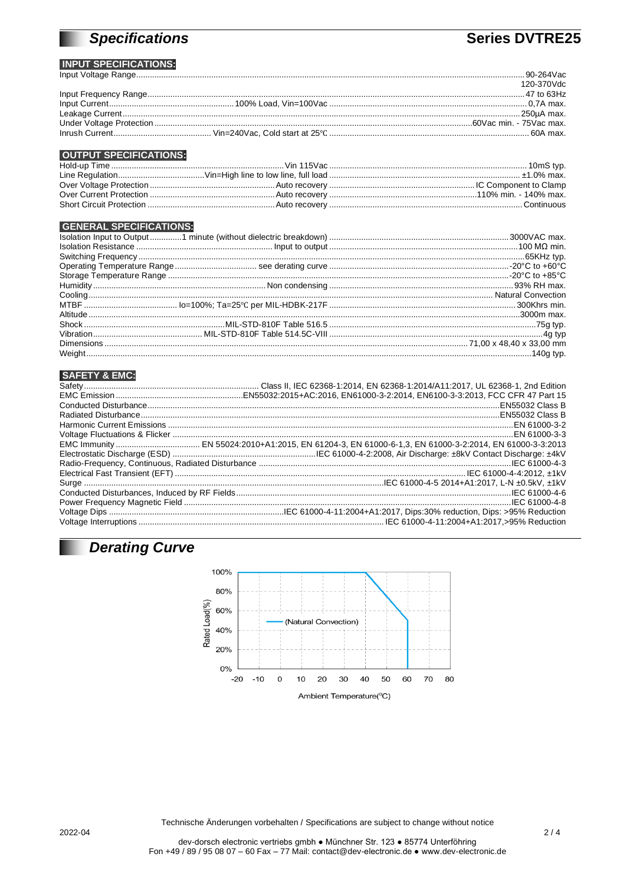## *Specifications* — Series DVTRE25

### INPUT SPECIFICATIONS:

| Parameter | Condition | Value |
|---|---|---|
| Input Voltage Range | | 90-264Vac<br>120-370Vdc |
| Input Frequency Range | | 47 to 63Hz |
| Input Current | 100% Load, Vin=100Vac | 0,7A max. |
| Leakage Current | | 250µA max. |
| Under Voltage Protection | | 60Vac min. - 75Vac max. |
| Inrush Current | Vin=240Vac, Cold start at 25℃ | 60A max. |

### OUTPUT SPECIFICATIONS:

| Parameter | Condition | Value |
|---|---|---|
| Hold-up Time | Vin 115Vac | 10mS typ. |
| Line Regulation | Vin=High line to low line, full load | ±1.0% max. |
| Over Voltage Protection | Auto recovery | IC Component to Clamp |
| Over Current Protection | Auto recovery | 110% min. - 140% max. |
| Short Circuit Protection | Auto recovery | Continuous |

### GENERAL SPECIFICATIONS:

| Parameter | Condition | Value |
|---|---|---|
| Isolation Input to Output | 1 minute (without dielectric breakdown) | 3000VAC max. |
| Isolation Resistance | Input to output | 100 MΩ min. |
| Switching Frequency | | 65KHz typ. |
| Operating Temperature Range | see derating curve | -20°C to +60°C |
| Storage Temperature Range | | -20°C to +85°C |
| Humidity | Non condensing | 93% RH max. |
| Cooling | | Natural Convection |
| MTBF | Io=100%; Ta=25℃ per MIL-HDBK-217F | 300Khrs min. |
| Altitude | | 3000m max. |
| Shock | MIL-STD-810F Table 516.5 | 75g typ. |
| Vibration | MIL-STD-810F Table 514.5C-VIII | 4g typ |
| Dimensions | | 71,00 x 48,40 x 33,00 mm |
| Weight | | 140g typ. |

### SAFETY & EMC:

| Parameter | Value |
|---|---|
| Safety | Class II, IEC 62368-1:2014, EN 62368-1:2014/A11:2017, UL 62368-1, 2nd Edition |
| EMC Emission | EN55032:2015+AC:2016, EN61000-3-2:2014, EN6100-3-3:2013, FCC CFR 47 Part 15 |
| Conducted Disturbance | EN55032 Class B |
| Radiated Disturbance | EN55032 Class B |
| Harmonic Current Emissions | EN 61000-3-2 |
| Voltage Fluctuations & Flicker | EN 61000-3-3 |
| EMC Immunity | EN 55024:2010+A1:2015, EN 61204-3, EN 61000-6-1,3, EN 61000-3-2:2014, EN 61000-3-3:2013 |
| Electrostatic Discharge (ESD) | IEC 61000-4-2:2008, Air Discharge: ±8kV Contact Discharge: ±4kV |
| Radio-Frequency, Continuous, Radiated Disturbance | IEC 61000-4-3 |
| Electrical Fast Transient (EFT) | IEC 61000-4-4:2012, ±1kV |
| Surge | IEC 61000-4-5 2014+A1:2017, L-N ±0.5kV, ±1kV |
| Conducted Disturbances, Induced by RF Fields | IEC 61000-4-6 |
| Power Frequency Magnetic Field | IEC 61000-4-8 |
| Voltage Dips | IEC 61000-4-11:2004+A1:2017, Dips:30% reduction, Dips: >95% Reduction |
| Voltage Interruptions | IEC 61000-4-11:2004+A1:2017,>95% Reduction |

## *Derating Curve*

Rated Load(%) vs. Ambient Temperature(°C) — (Natural Convection)

| Ambient Temperature (°C) | Rated Load (%) |
|---|---|
| -20 to 40 | 100 |
| 60 | 50 |

Technische Änderungen vorbehalten / Specifications are subject to change without notice

2022-04

dev-dorsch electronic vertriebs gmbh ● Münchner Str. 123 ● 85774 Unterföhring
Fon +49 / 89 / 95 08 07 – 60 Fax – 77 Mail: contact@dev-electronic.de ● www.dev-electronic.de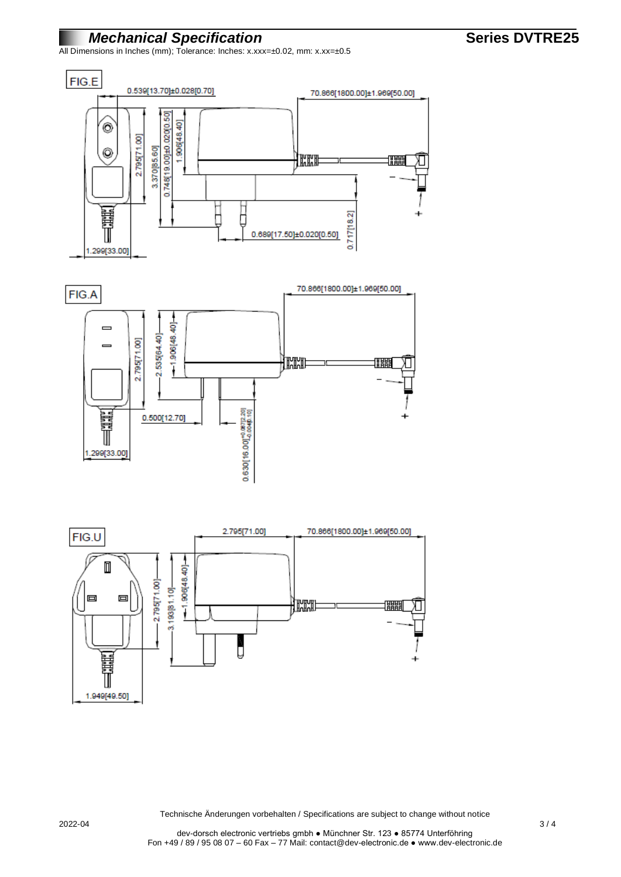# *Mechanical Specification*

**Series DVTRE25**

All Dimensions in Inches (mm); Tolerance: Inches: x.xxx=±0.02, mm: x.xx=±0.5

FIG.E

0.539[13.70]±0.028[0.70]

70.866[1800.00]±1.969[50.00]

2.795[71.00]

3.370[85.60]

0.748[19.00]±0.020[0.50]

1.906[48.40]

0.689[17.50]±0.020[0.50]

0.717[18.2]

1.299[33.00]

FIG.A

70.866[1800.00]±1.969[50.00]

2.795[71.00]

2.535[64.40]

1.906[48.40]

0.500[12.70]

0.630[16.00]$^{+0.087[2.20]}_{-0.004[0.10]}$

1.299[33.00]

FIG.U

2.795[71.00]

70.866[1800.00]±1.969[50.00]

2.795[71.00]

3.193[81.10]

1.906[48.40]

1.949[49.50]

Technische Änderungen vorbehalten / Specifications are subject to change without notice

2022-04

dev-dorsch electronic vertriebs gmbh ● Münchner Str. 123 ● 85774 Unterföhring
Fon +49 / 89 / 95 08 07 – 60 Fax – 77 Mail: contact@dev-electronic.de ● www.dev-electronic.de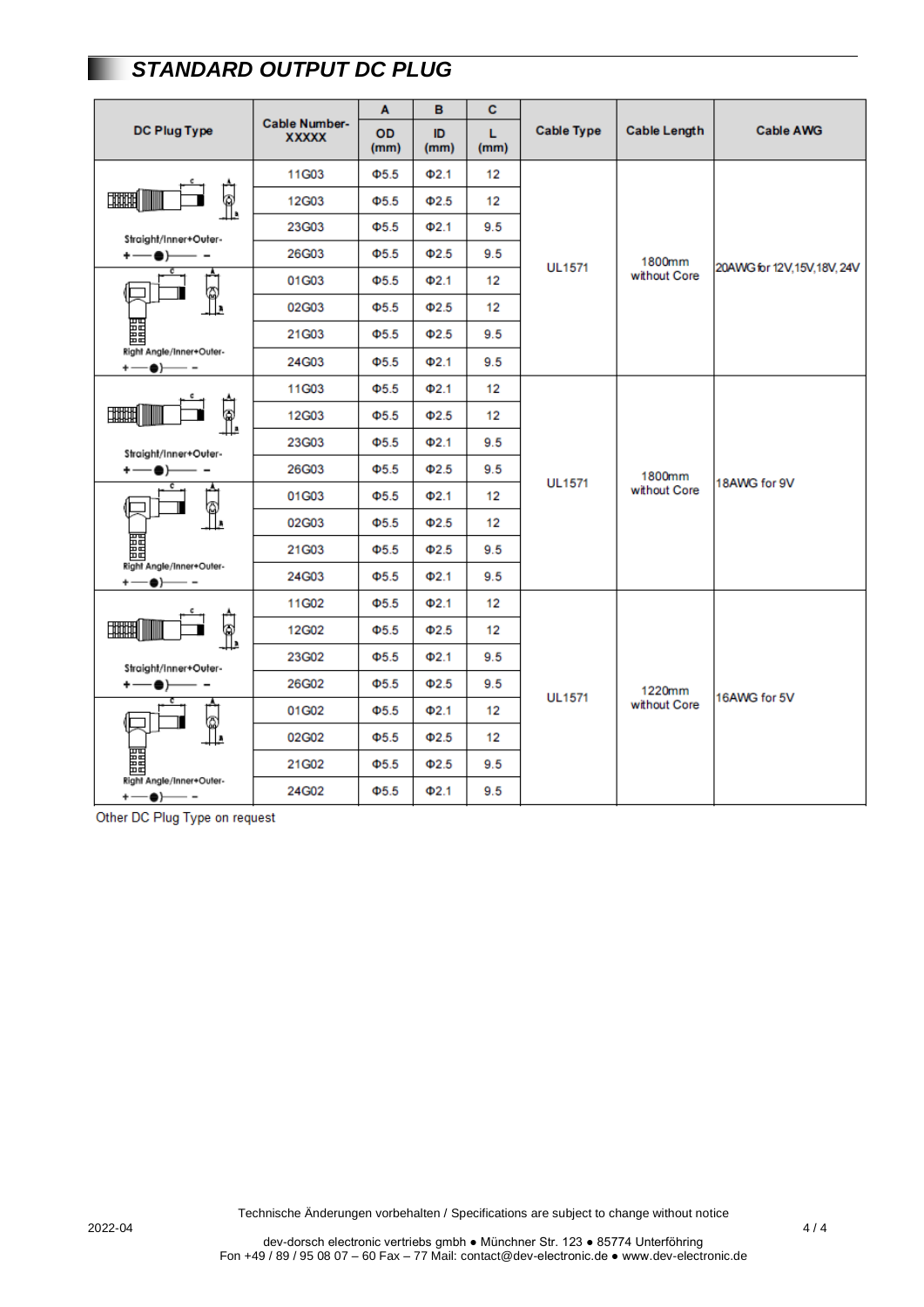## STANDARD OUTPUT DC PLUG

| DC Plug Type | Cable Number-XXXXX | A OD (mm) | B ID (mm) | C L (mm) | Cable Type | Cable Length | Cable AWG |
|---|---|---|---|---|---|---|---|
| Straight/Inner+Outer- | 11G03 | Φ5.5 | Φ2.1 | 12 | UL1571 | 1800mm without Core | 20AWG for 12V,15V,18V, 24V |
| | 12G03 | Φ5.5 | Φ2.5 | 12 | | | |
| | 23G03 | Φ5.5 | Φ2.1 | 9.5 | | | |
| | 26G03 | Φ5.5 | Φ2.5 | 9.5 | | | |
| Right Angle/Inner+Outer- | 01G03 | Φ5.5 | Φ2.1 | 12 | | | |
| | 02G03 | Φ5.5 | Φ2.5 | 12 | | | |
| | 21G03 | Φ5.5 | Φ2.5 | 9.5 | | | |
| | 24G03 | Φ5.5 | Φ2.1 | 9.5 | | | |
| Straight/Inner+Outer- | 11G03 | Φ5.5 | Φ2.1 | 12 | UL1571 | 1800mm without Core | 18AWG for 9V |
| | 12G03 | Φ5.5 | Φ2.5 | 12 | | | |
| | 23G03 | Φ5.5 | Φ2.1 | 9.5 | | | |
| | 26G03 | Φ5.5 | Φ2.5 | 9.5 | | | |
| Right Angle/Inner+Outer- | 01G03 | Φ5.5 | Φ2.1 | 12 | | | |
| | 02G03 | Φ5.5 | Φ2.5 | 12 | | | |
| | 21G03 | Φ5.5 | Φ2.5 | 9.5 | | | |
| | 24G03 | Φ5.5 | Φ2.1 | 9.5 | | | |
| Straight/Inner+Outer- | 11G02 | Φ5.5 | Φ2.1 | 12 | UL1571 | 1220mm without Core | 16AWG for 5V |
| | 12G02 | Φ5.5 | Φ2.5 | 12 | | | |
| | 23G02 | Φ5.5 | Φ2.1 | 9.5 | | | |
| | 26G02 | Φ5.5 | Φ2.5 | 9.5 | | | |
| Right Angle/Inner+Outer- | 01G02 | Φ5.5 | Φ2.1 | 12 | | | |
| | 02G02 | Φ5.5 | Φ2.5 | 12 | | | |
| | 21G02 | Φ5.5 | Φ2.5 | 9.5 | | | |
| | 24G02 | Φ5.5 | Φ2.1 | 9.5 | | | |

Other DC Plug Type on request

Technische Änderungen vorbehalten / Specifications are subject to change without notice

2022-04

dev-dorsch electronic vertriebs gmbh ● Münchner Str. 123 ● 85774 Unterföhring
Fon +49 / 89 / 95 08 07 – 60 Fax – 77 Mail: contact@dev-electronic.de ● www.dev-electronic.de